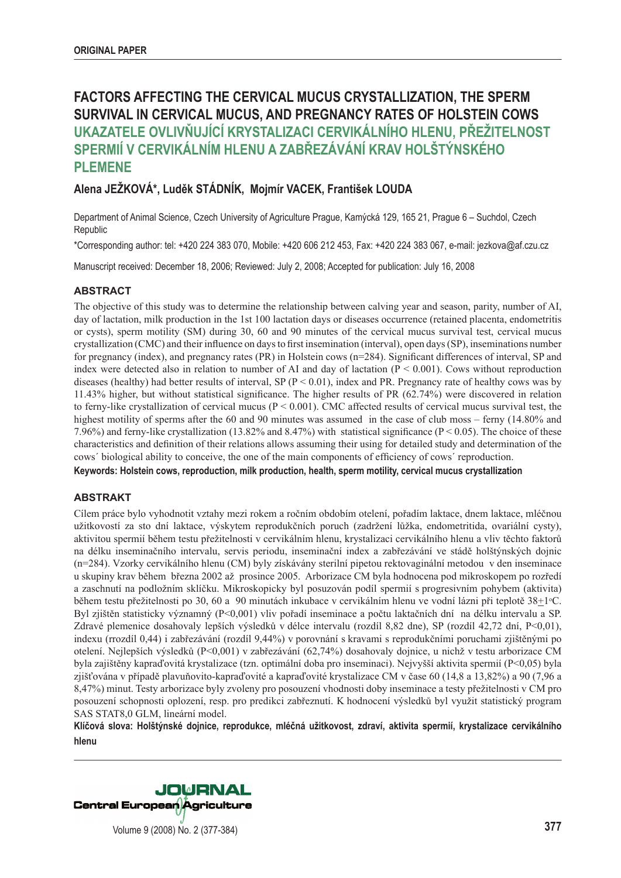**ORIGINAL PAPER**

# FACTORS AFFECTING THE CERVICAL MUCUS CRYSTALLIZATION, THE SPERM SURVIVAL IN CERVICAL MUCUS, AND PREGNANCY RATES OF HOLSTEIN COWS

# UKAZATELE OVLIVŇUJÍCÍ KRYSTALIZACI CERVIKÁLNÍHO HLENU, PŘEŽITELNOST SPERMIÍ V CERVIKÁLNÍM HLENU A ZABŘEZÁVÁNÍ KRAV HOLŠTÝNSKÉHO PLEMENE

**Alena JEŽKOVÁ\*, Luděk STÁDNÍK, Mojmír VACEK, František LOUDA**

Department of Animal Science, Czech University of Agriculture Prague, Kamýcká 129, 165 21, Prague 6 – Suchdol, Czech Republic

\*Corresponding author: tel: +420 224 383 070, Mobile: +420 606 212 453, Fax: +420 224 383 067, e-mail: jezkova@af.czu.cz

Manuscript received: December 18, 2006; Reviewed: July 2, 2008; Accepted for publication: July 16, 2008

## ABSTRACT

The objective of this study was to determine the relationship between calving year and season, parity, number of AI, day of lactation, milk production in the 1st 100 lactation days or diseases occurrence (retained placenta, endometritis or cysts), sperm motility (SM) during 30, 60 and 90 minutes of the cervical mucus survival test, cervical mucus crystallization (CMC) and their influence on days to first insemination (interval), open days (SP), inseminations number for pregnancy (index), and pregnancy rates (PR) in Holstein cows (n=284). Significant differences of interval, SP and index were detected also in relation to number of AI and day of lactation ($P < 0.001$). Cows without reproduction diseases (healthy) had better results of interval, SP ($P < 0.01$), index and PR. Pregnancy rate of healthy cows was by 11.43% higher, but without statistical significance. The higher results of PR (62.74%) were discovered in relation to ferny-like crystallization of cervical mucus ($P < 0.001$). CMC affected results of cervical mucus survival test, the highest motility of sperms after the 60 and 90 minutes was assumed in the case of club moss – ferny (14.80% and 7.96%) and ferny-like crystallization (13.82% and 8.47%) with statistical significance ($P < 0.05$). The choice of these characteristics and definition of their relations allows assuming their using for detailed study and determination of the cows´ biological ability to conceive, the one of the main components of efficiency of cows´ reproduction.

**Keywords: Holstein cows, reproduction, milk production, health, sperm motility, cervical mucus crystallization**

## ABSTRAKT

Cílem práce bylo vyhodnotit vztahy mezi rokem a ročním obdobím otelení, pořadím laktace, dnem laktace, mléčnou užitkovostí za sto dní laktace, výskytem reprodukčních poruch (zadržení lůžka, endometritida, ovariální cysty), aktivitou spermií během testu přežitelnosti v cervikálním hlenu, krystalizaci cervikálního hlenu a vliv těchto faktorů na délku inseminačního intervalu, servis periodu, inseminační index a zabřezávání ve stádě holštýnských dojnic (n=284). Vzorky cervikálního hlenu (CM) byly získávány sterilní pipetou rektovaginální metodou v den inseminace u skupiny krav během března 2002 až prosince 2005. Arborizace CM byla hodnocena pod mikroskopem po rozředí a zaschnutí na podložním sklíčku. Mikroskopicky byl posuzován podíl spermií s progresivním pohybem (aktivita) během testu přežitelnosti po 30, 60 a 90 minutách inkubace v cervikálním hlenu ve vodní lázni při teplotě 38±1°C. Byl zjištěn statisticky významný ($P<0{,}001$) vliv pořadí inseminace a počtu laktačních dní na délku intervalu a SP. Zdravé plemenice dosahovaly lepších výsledků v délce intervalu (rozdíl 8,82 dne), SP (rozdíl 42,72 dní, $P<0{,}01$), indexu (rrozdíl 0,44) i zabřezávání (rozdíl 9,44%) v porovnání s kravami s reprodukčními poruchami zjištěnými po otelení. Nejlepších výsledků ($P<0{,}001$) v zabřezávání (62,74%) dosahovaly dojnice, u nichž v testu arborizace CM byla zajištěny kapraďovitá krystalizace (tzn. optimální doba pro inseminaci). Nejvyšší aktivita spermií ($P<0{,}05$) byla zjišťována v případě plavuňovito-kapraďovité a kapraďovité krystalizace CM v čase 60 (14,8 a 13,82%) a 90 (7,96 a 8,47%) minut. Testy arborizace byly zvoleny pro posouzení vhodnosti doby inseminace a testy přežitelnosti v CM pro posouzení schopnosti oplození, resp. pro predikci zabřeznutí. K hodnocení výsledků byl využit statistický program SAS STAT8,0 GLM, lineární model.

**Klíčová slova: Holštýnské dojnice, reprodukce, mléčná užitkovost, zdraví, aktivita spermií, krystalizace cervikálního hlenu**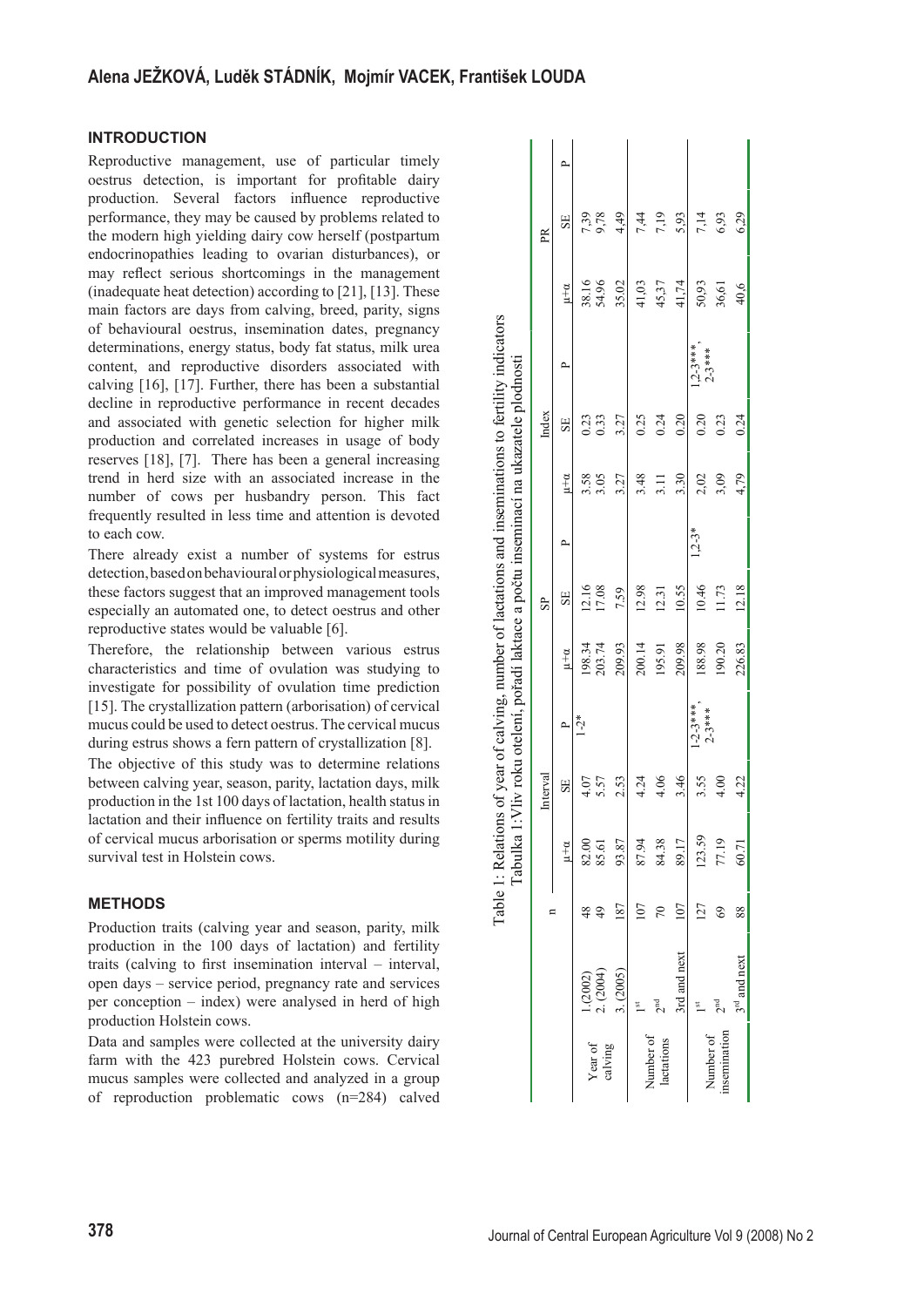## INTRODUCTION

Reproductive management, use of particular timely oestrus detection, is important for profitable dairy production. Several factors influence reproductive performance, they may be caused by problems related to the modern high yielding dairy cow herself (postpartum endocrinopathies leading to ovarian disturbances), or may reflect serious shortcomings in the management (inadequate heat detection) according to [21], [13]. These main factors are days from calving, breed, parity, signs of behavioural oestrus, insemination dates, pregnancy determinations, energy status, body fat status, milk urea content, and reproductive disorders associated with calving [16], [17]. Further, there has been a substantial decline in reproductive performance in recent decades and associated with genetic selection for higher milk production and correlated increases in usage of body reserves [18], [7]. There has been a general increasing trend in herd size with an associated increase in the number of cows per husbandry person. This fact frequently resulted in less time and attention is devoted to each cow.

There already exist a number of systems for estrus detection, based on behavioural or physiological measures, these factors suggest that an improved management tools especially an automated one, to detect oestrus and other reproductive states would be valuable [6].

Therefore, the relationship between various estrus characteristics and time of ovulation was studying to investigate for possibility of ovulation time prediction [15]. The crystallization pattern (arborisation) of cervical mucus could be used to detect oestrus. The cervical mucus during estrus shows a fern pattern of crystallization [8].

The objective of this study was to determine relations between calving year, season, parity, lactation days, milk production in the 1st 100 days of lactation, health status in lactation and their influence on fertility traits and results of cervical mucus arborisation or sperms motility during survival test in Holstein cows.

## METHODS

Production traits (calving year and season, parity, milk production in the 100 days of lactation) and fertility traits (calving to first insemination interval – interval, open days – service period, pregnancy rate and services per conception – index) were analysed in herd of high production Holstein cows.

Data and samples were collected at the university dairy farm with the 423 purebred Holstein cows. Cervical mucus samples were collected and analyzed in a group of reproduction problematic cows (n=284) calved

Table 1: Relations of year of calving, number of lactations and inseminations to fertility indicators
Tabulka 1: Vliv roku otelení, pořadí laktace a počtu inseminací na ukazatele plodnosti

| | | n | Interval | | | SP | | | Index | | | PR | | |
|---|---|---|---|---|---|---|---|---|---|---|---|---|---|---|
| | | | $\mu+\alpha$ | SE | P | $\mu+\alpha$ | SE | P | $\mu+\alpha$ | SE | P | $\mu+\alpha$ | SE | P |
| Year of calving | 1.(2002) | 48 | 82.00 | 4.07 | 1-2* | 198.34 | 12.16 | | 3.58 | 0.23 | | 38.16 | 7,39 | |
| | 2. (2004) | 49 | 85.61 | 5.57 | | 203.74 | 17.08 | | 3.05 | 0.33 | | 54.96 | 9,78 | |
| | 3. (2005) | 187 | 93.87 | 2.53 | | 209.93 | 7.59 | | 3.27 | 3.27 | | 35.02 | 4,49 | |
| Number of lactations | 1st | 107 | 87.94 | 4.24 | | 200.14 | 12.98 | | 3.48 | 0.25 | | 41,03 | 7,44 | |
| | 2nd | 70 | 84.38 | 4.06 | | 195.91 | 12.31 | | 3.11 | 0.24 | | 45,37 | 7,19 | |
| | 3rd and next | 107 | 89.17 | 3.46 | | 209.98 | 10.55 | | 3.30 | 0.20 | | 41,74 | 5,93 | |
| Number of insemination | 1st | 127 | 123.59 | 3.55 | 1-2-3***, 2-3*** | 188.98 | 10.46 | 1,2-3* | 2.02 | 0.20 | 1,2-3***, 2-3*** | 50,93 | 7,14 | |
| | 2nd | 69 | 77.19 | 4.00 | | 190.20 | 11.73 | | 3,09 | 0.23 | | 36,61 | 6,93 | |
| | 3rd and next | 88 | 60.71 | 4.22 | | 226.83 | 12.18 | | 4,79 | 0.24 | | 40,6 | 6,29 | |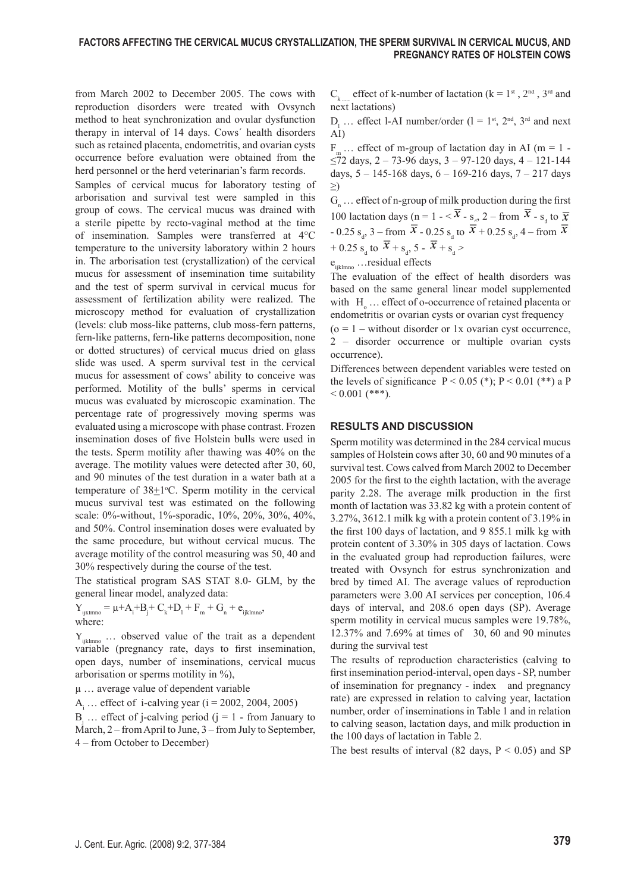from March 2002 to December 2005. The cows with reproduction disorders were treated with Ovsynch method to heat synchronization and ovular dysfunction therapy in interval of 14 days. Cows´ health disorders such as retained placenta, endometritis, and ovarian cysts occurrence before evaluation were obtained from the herd personnel or the herd veterinarian's farm records.

Samples of cervical mucus for laboratory testing of arborisation and survival test were sampled in this group of cows. The cervical mucus was drained with a sterile pipette by recto-vaginal method at the time of insemination. Samples were transferred at 4°C temperature to the university laboratory within 2 hours in. The arborisation test (crystallization) of the cervical mucus for assessment of insemination time suitability and the test of sperm survival in cervical mucus for assessment of fertilization ability were realized. The microscopy method for evaluation of crystallization (levels: club moss-like patterns, club moss-fern patterns, fern-like patterns, fern-like patterns decomposition, none or dotted structures) of cervical mucus dried on glass slide was used. A sperm survival test in the cervical mucus for assessment of cows' ability to conceive was performed. Motility of the bulls' sperms in cervical mucus was evaluated by microscopic examination. The percentage rate of progressively moving sperms was evaluated using a microscope with phase contrast. Frozen insemination doses of five Holstein bulls were used in the tests. Sperm motility after thawing was 40% on the average. The motility values were detected after 30, 60, and 90 minutes of the test duration in a water bath at a temperature of 38±1°C. Sperm motility in the cervical mucus survival test was estimated on the following scale: 0%-without, 1%-sporadic, 10%, 20%, 30%, 40%, and 50%. Control insemination doses were evaluated by the same procedure, but without cervical mucus. The average motility of the control measuring was 50, 40 and 30% respectively during the course of the test.

The statistical program SAS STAT 8.0- GLM, by the general linear model, analyzed data:

$$Y_{ijklmno} = \mu + A_i + B_j + C_k + D_l + F_m + G_n + e_{ijklmno},$$

where:

$Y_{ijklmno}$ … observed value of the trait as a dependent variable (pregnancy rate, days to first insemination, open days, number of inseminations, cervical mucus arborisation or sperms motility in %),

$\mu$ … average value of dependent variable

$A_i$ … effect of i-calving year (i = 2002, 2004, 2005)

$B_j$ … effect of j-calving period (j = 1 - from January to March, 2 – from April to June, 3 – from July to September, 4 – from October to December)

$C_k$ … effect of k-number of lactation (k = 1st, 2nd, 3rd and next lactations)

$D_l$ … effect l-AI number/order (l = 1st, 2nd, 3rd and next AI)

$F_m$ … effect of m-group of lactation day in AI (m = 1 - ≤72 days, 2 – 73-96 days, 3 – 97-120 days, 4 – 121-144 days, 5 – 145-168 days, 6 – 169-216 days, 7 – 217 days ≥)

$G_n$ … effect of n-group of milk production during the first 100 lactation days (n = 1 - < $\bar{x}$ - $s_d$, 2 – from $\bar{x}$ - $s_d$ to $\bar{x}$ - 0.25 $s_d$, 3 – from $\bar{x}$ - 0.25 $s_d$ to $\bar{x}$ + 0.25 $s_d$, 4 – from $\bar{x}$ + 0.25 $s_d$ to $\bar{x}$ + $s_d$, 5 - $\bar{x}$ + $s_d$ >

$e_{ijklmno}$ …residual effects

The evaluation of the effect of health disorders was based on the same general linear model supplemented with $H_o$ … effect of o-occurrence of retained placenta or endometritis or ovarian cysts or ovarian cyst frequency (o = 1 – without disorder or 1x ovarian cyst occurrence, 2 – disorder occurrence or multiple ovarian cysts occurrence).

Differences between dependent variables were tested on the levels of significance $P < 0.05$ (*); $P < 0.01$ (**) a $P < 0.001$ (***).

## RESULTS AND DISCUSSION

Sperm motility was determined in the 284 cervical mucus samples of Holstein cows after 30, 60 and 90 minutes of a survival test. Cows calved from March 2002 to December 2005 for the first to the eighth lactation, with the average parity 2.28. The average milk production in the first month of lactation was 33.82 kg with a protein content of 3.27%, 3612.1 milk kg with a protein content of 3.19% in the first 100 days of lactation, and 9 855.1 milk kg with protein content of 3.30% in 305 days of lactation. Cows in the evaluated group had reproduction failures, were treated with Ovsynch for estrus synchronization and bred by timed AI. The average values of reproduction parameters were 3.00 AI services per conception, 106.4 days of interval, and 208.6 open days (SP). Average sperm motility in cervical mucus samples were 19.78%, 12.37% and 7.69% at times of 30, 60 and 90 minutes during the survival test

The results of reproduction characteristics (calving to first insemination period-interval, open days - SP, number of insemination for pregnancy - index and pregnancy rate) are expressed in relation to calving year, lactation number, order of inseminations in Table 1 and in relation to calving season, lactation days, and milk production in the 100 days of lactation in Table 2.

The best results of interval (82 days, $P < 0.05$) and SP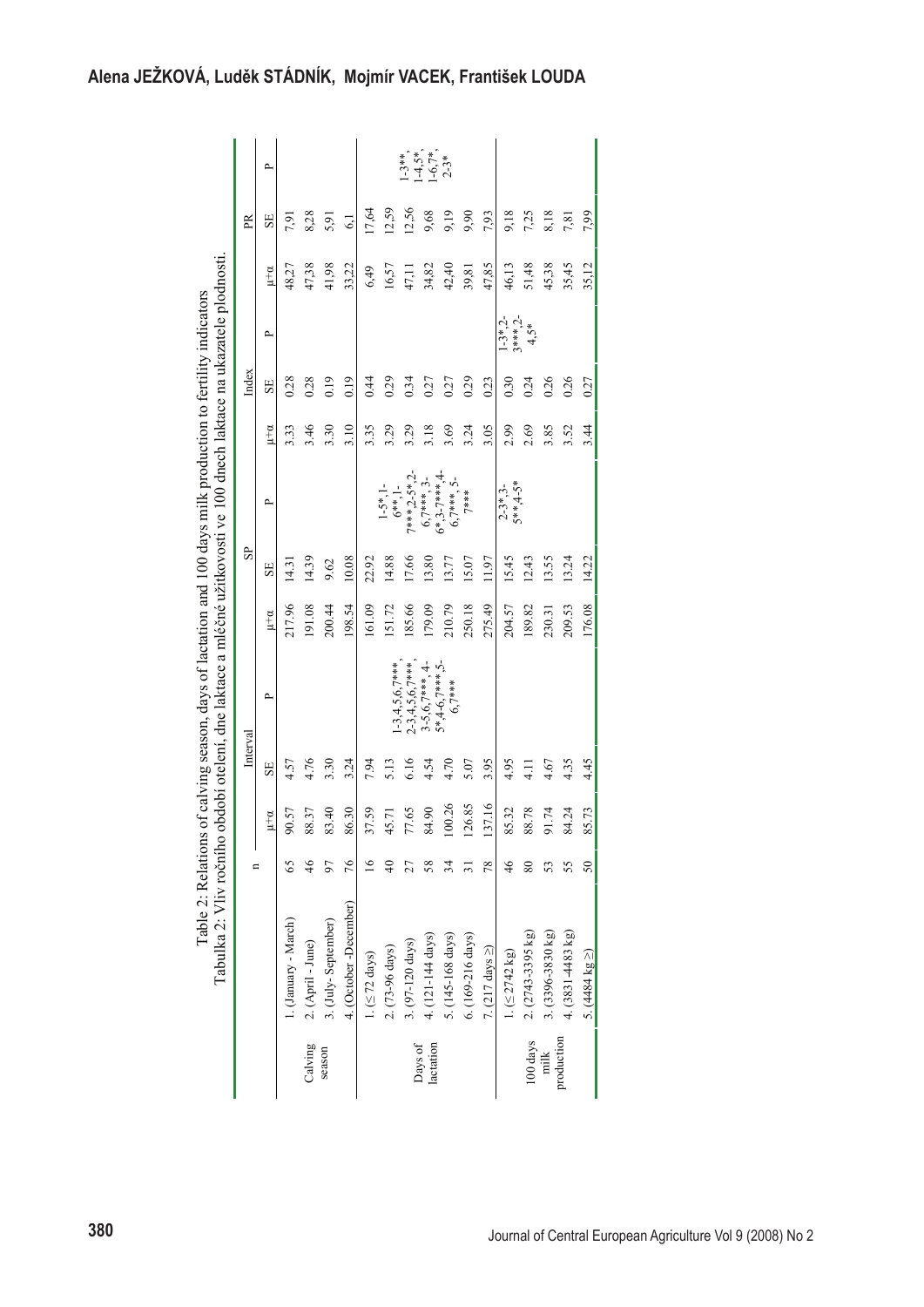Table 2: Relations of calving season, days of lactation and 100 days milk production to fertility indicators

Tabulka 2: Vliv ročního období otelení, dne laktace a mléčné užitkovosti ve 100 dnech laktace na ukazatele plodnosti.

| | | n | Interval | | | SP | | | Index | | | PR | | |
|---|---|---|---|---|---|---|---|---|---|---|---|---|---|---|
| | | | μ+α | SE | P | μ+α | SE | P | μ+α | SE | P | μ+α | SE | P |
| Calving season | 1. (January - March) | 65 | 90.57 | 4.57 | | 217.96 | 14.31 | | 3.33 | 0.28 | | 48,27 | 7,91 | |
| | 2. (April - June) | 46 | 88.37 | 4.76 | | 191.08 | 14.39 | | 3.46 | 0.28 | | 47,38 | 8,28 | |
| | 3. (July- September) | 97 | 83.40 | 3.30 | | 200.44 | 9.62 | | 3.30 | 0.19 | | 41,98 | 5,91 | |
| | 4. (October -December) | 76 | 86.30 | 3.24 | | 198.54 | 10.08 | | 3.10 | 0.19 | | 33,22 | 6,1 | |
| Days of lactation | 1. (≤ 72 days) | 16 | 37.59 | 7.94 | 1-3,4,5,6,7***, 2-3,4,5,6,7***, 3-5,6,7***, 4-5*,4-6,7***,5-6,7*** | 161.09 | 22.92 | 1-5*,1-6**,1-7***2-5*,2-6,7***,3-6*,3-7***,4-6,7***, 5-7*** | 3.35 | 0.44 | | 6,49 | 17,64 | 1-3**, 1-4,5*, 1-6,7*, 2-3* |
| | 2. (73-96 days) | 40 | 45.71 | 5.13 | | 151.72 | 14.88 | | 3.29 | 0.29 | | 16,57 | 12,59 | |
| | 3. (97-120 days) | 27 | 77.65 | 6.16 | | 185.66 | 17.66 | | 3.29 | 0.34 | | 47,11 | 12,56 | |
| | 4. (121-144 days) | 58 | 84.90 | 4.54 | | 179.09 | 13.80 | | 3.18 | 0.27 | | 34,82 | 9,68 | |
| | 5. (145-168 days) | 34 | 100.26 | 4.70 | | 210.79 | 13.77 | | 3.69 | 0.27 | | 42,40 | 9,19 | |
| | 6. (169-216 days) | 31 | 126.85 | 5.07 | | 250.18 | 15.07 | | 3.24 | 0.29 | | 39,81 | 9,90 | |
| | 7. (217 days ≥) | 78 | 137.16 | 3.95 | | 275.49 | 11.97 | | 3.05 | 0.23 | | 47,85 | 7,93 | |
| 100 days milk production | 1. (≤ 2742 kg) | 46 | 85.32 | 4.95 | | 204.57 | 15.45 | 2-3*,3-5**,4-5* | 2.99 | 0.30 | 1-3*,2-3***,2-4,5* | 46,13 | 9,18 | |
| | 2. (2743-3395 kg) | 80 | 88.78 | 4.11 | | 189.82 | 12.43 | | 2.69 | 0.24 | | 51,48 | 7,25 | |
| | 3. (3396-3830 kg) | 53 | 91.74 | 4.67 | | 230.31 | 13.55 | | 3.85 | 0.26 | | 45,38 | 8,18 | |
| | 4. (3831-4483 kg) | 55 | 84.24 | 4.35 | | 209.53 | 13.24 | | 3.52 | 0.26 | | 35,45 | 7,81 | |
| | 5. (4484 kg ≥) | 50 | 85.73 | 4.45 | | 176.08 | 14.22 | | 3.44 | 0.27 | | 35,12 | 7,99 | |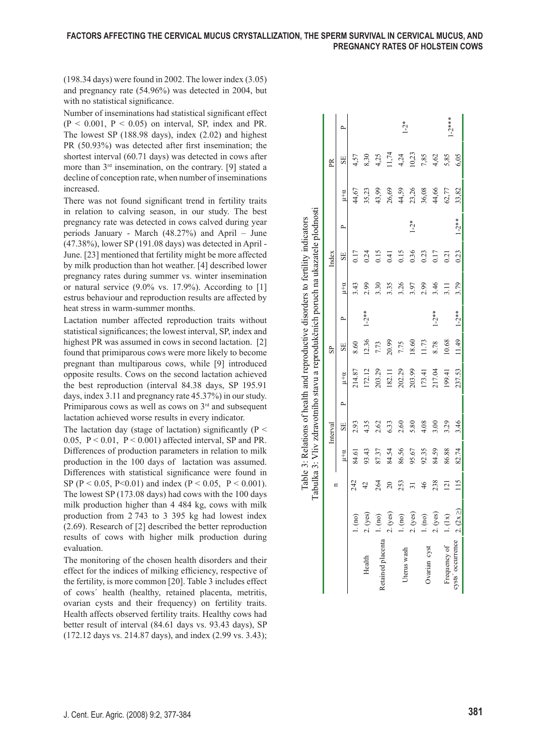(198.34 days) were found in 2002. The lower index (3.05) and pregnancy rate (54.96%) was detected in 2004, but with no statistical significance.

Number of inseminations had statistical significant effect ($P < 0.001$, $P < 0.05$) on interval, SP, index and PR. The lowest SP (188.98 days), index (2.02) and highest PR (50.93%) was detected after first insemination; the shortest interval (60.71 days) was detected in cows after more than 3rd insemination, on the contrary. [9] stated a decline of conception rate, when number of inseminations increased.

There was not found significant trend in fertility traits in relation to calving season, in our study. The best pregnancy rate was detected in cows calved during year periods January - March (48.27%) and April – June (47.38%), lower SP (191.08 days) was detected in April - June. [23] mentioned that fertility might be more affected by milk production than hot weather. [4] described lower pregnancy rates during summer vs. winter insemination or natural service (9.0% vs. 17.9%). According to [1] estrus behaviour and reproduction results are affected by heat stress in warm-summer months.

Lactation number affected reproduction traits without statistical significances; the lowest interval, SP, index and highest PR was assumed in cows in second lactation. [2] found that primiparous cows were more likely to become pregnant than multiparous cows, while [9] introduced opposite results. Cows on the second lactation achieved the best reproduction (interval 84.38 days, SP 195.91 days, index 3.11 and pregnancy rate 45.37%) in our study. Primiparous cows as well as cows on 3rd and subsequent lactation achieved worse results in every indicator.

The lactation day (stage of lactation) significantly ($P < 0.05$, $P < 0.01$, $P < 0.001$) affected interval, SP and PR. Differences of production parameters in relation to milk production in the 100 days of lactation was assumed. Differences with statistical significance were found in SP ($P < 0.05$, $P < 0.01$) and index ($P < 0.05$, $P < 0.001$). The lowest SP (173.08 days) had cows with the 100 days milk production higher than 4 484 kg, cows with milk production from 2 743 to 3 395 kg had lowest index (2.69). Research of [2] described the better reproduction results of cows with higher milk production during evaluation.

The monitoring of the chosen health disorders and their effect for the indices of milking efficiency, respective of the fertility, is more common [20]. Table 3 includes effect of cows´ health (healthy, retained placenta, metritis, ovarian cysts and their frequency) on fertility traits. Health affects observed fertility traits. Healthy cows had better result of interval (84.61 days vs. 93.43 days), SP (172.12 days vs. 214.87 days), and index (2.99 vs. 3.43);

Table 3: Relations of health and reproductive disorders to fertility indicators
Tabulka 3: Vliv zdravotního stavu a reprodukčních poruch na ukazatele plodnosti

| | | n | Interval | | | SP | | | Index | | | PR | | |
|---|---|---|---|---|---|---|---|---|---|---|---|---|---|---|
| | | | μ+α | SE | P | μ+α | SE | P | μ+α | SE | P | μ+α | SE | P |
| Health | 1. (no) | 242 | 84.61 | 2.93 | | 214.87 | 8.60 | | 3.43 | 0.17 | | 44,67 | 4,57 | |
| | 2. (yes) | 42 | 93.43 | 4.35 | | 172.12 | 12.36 | 1-2** | 2.99 | 0.24 | | 35,23 | 8,30 | |
| Retained placenta | 1. (no) | 264 | 87.37 | 2.62 | | 203.29 | 7.73 | | 3.30 | 0.15 | | 43,99 | 4,25 | |
| | 2. (yes) | 20 | 84.54 | 6.33 | | 182.11 | 20.99 | | 3.35 | 0.41 | | 26,69 | 11,74 | |
| Uterus wash | 1. (no) | 253 | 86.56 | 2.60 | | 202.29 | 7.75 | | 3.26 | 0.15 | | 44,59 | 4,24 | |
| | 2. (yes) | 31 | 95.67 | 5.80 | | 203.99 | 18.60 | | 3.97 | 0.36 | 1-2* | 23,26 | 10,23 | 1-2* |
| Ovarian cyst | 1. (no) | 46 | 92.35 | 4.08 | | 173.41 | 11.73 | | 2.99 | 0.23 | | 36,08 | 7,85 | |
| | 2. (yes) | 238 | 84.59 | 3.00 | | 217.04 | 8.78 | 1-2** | 3.46 | 0.17 | | 44,66 | 4,62 | |
| Frequency of cysts´ occurrence | 1. (1x) | 121 | 86.88 | 3.29 | | 199.41 | 10.68 | | 3.11 | 0.21 | | 62,77 | 5,85 | |
| | 2. (2x≥) | 115 | 82.74 | 3.46 | | 237.53 | 11.49 | 1-2** | 3.79 | 0.23 | 1-2** | 33,82 | 6,05 | 1-2*** |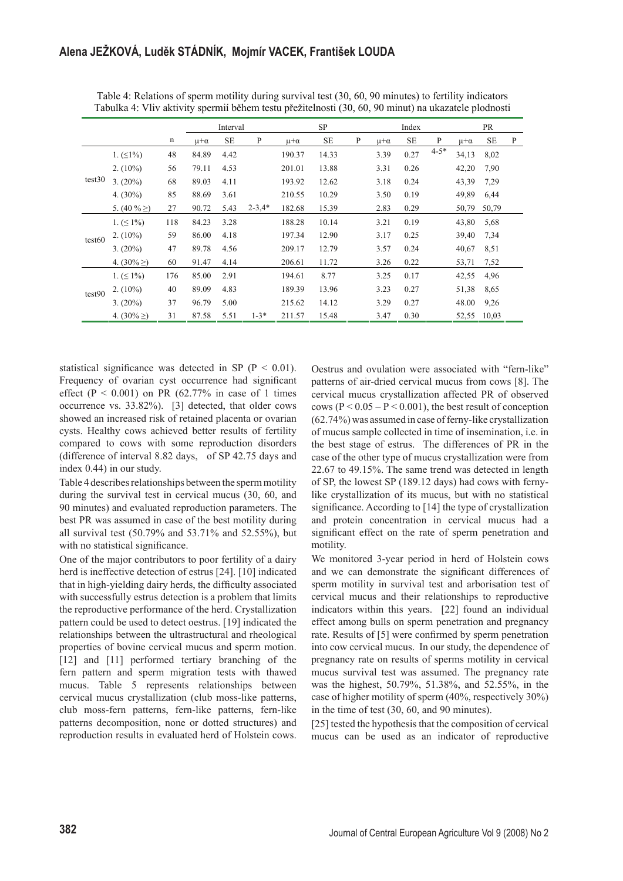Table 4: Relations of sperm motility during survival test (30, 60, 90 minutes) to fertility indicators
Tabulka 4: Vliv aktivity spermií během testu přežitelnosti (30, 60, 90 minut) na ukazatele plodnosti

| | | | Interval | | | SP | | | Index | | | PR | | |
|---|---|---|---|---|---|---|---|---|---|---|---|---|---|---|
| | | n | μ+α | SE | P | μ+α | SE | P | μ+α | SE | P | μ+α | SE | P |
| test30 | 1. (≤1%) | 48 | 84.89 | 4.42 | | 190.37 | 14.33 | | 3.39 | 0.27 | 4-5* | 34,13 | 8,02 | |
| | 2. (10%) | 56 | 79.11 | 4.53 | | 201.01 | 13.88 | | 3.31 | 0.26 | | 42,20 | 7,90 | |
| | 3. (20%) | 68 | 89.03 | 4.11 | | 193.92 | 12.62 | | 3.18 | 0.24 | | 43,39 | 7,29 | |
| | 4. (30%) | 85 | 88.69 | 3.61 | | 210.55 | 10.29 | | 3.50 | 0.19 | | 49,89 | 6,44 | |
| | 5. (40 % ≥) | 27 | 90.72 | 5.43 | 2-3,4* | 182.68 | 15.39 | | 2.83 | 0.29 | | 50,79 | 50,79 | |
| test60 | 1. (≤ 1%) | 118 | 84.23 | 3.28 | | 188.28 | 10.14 | | 3.21 | 0.19 | | 43,80 | 5,68 | |
| | 2. (10%) | 59 | 86.00 | 4.18 | | 197.34 | 12.90 | | 3.17 | 0.25 | | 39,40 | 7,34 | |
| | 3. (20%) | 47 | 89.78 | 4.56 | | 209.17 | 12.79 | | 3.57 | 0.24 | | 40,67 | 8,51 | |
| | 4. (30% ≥) | 60 | 91.47 | 4.14 | | 206.61 | 11.72 | | 3.26 | 0.22 | | 53,71 | 7,52 | |
| test90 | 1. (≤ 1%) | 176 | 85.00 | 2.91 | | 194.61 | 8.77 | | 3.25 | 0.17 | | 42,55 | 4,96 | |
| | 2. (10%) | 40 | 89.09 | 4.83 | | 189.39 | 13.96 | | 3.23 | 0.27 | | 51,38 | 8,65 | |
| | 3. (20%) | 37 | 96.79 | 5.00 | | 215.62 | 14.12 | | 3.29 | 0.27 | | 48.00 | 9,26 | |
| | 4. (30% ≥) | 31 | 87.58 | 5.51 | 1-3* | 211.57 | 15.48 | | 3.47 | 0.30 | | 52,55 | 10,03 | |

statistical significance was detected in SP ($P < 0.01$). Frequency of ovarian cyst occurrence had significant effect ($P < 0.001$) on PR (62.77% in case of 1 times occurrence vs. 33.82%). [3] detected, that older cows showed an increased risk of retained placenta or ovarian cysts. Healthy cows achieved better results of fertility compared to cows with some reproduction disorders (difference of interval 8.82 days, of SP 42.75 days and index 0.44) in our study.

Table 4 describes relationships between the sperm motility during the survival test in cervical mucus (30, 60, and 90 minutes) and evaluated reproduction parameters. The best PR was assumed in case of the best motility during all survival test (50.79% and 53.71% and 52.55%), but with no statistical significance.

One of the major contributors to poor fertility of a dairy herd is ineffective detection of estrus [24]. [10] indicated that in high-yielding dairy herds, the difficulty associated with successfully estrus detection is a problem that limits the reproductive performance of the herd. Crystallization pattern could be used to detect oestrus. [19] indicated the relationships between the ultrastructural and rheological properties of bovine cervical mucus and sperm motion. [12] and [11] performed tertiary branching of the fern pattern and sperm migration tests with thawed mucus. Table 5 represents relationships between cervical mucus crystallization (club moss-like patterns, club moss-fern patterns, fern-like patterns, fern-like patterns decomposition, none or dotted structures) and reproduction results in evaluated herd of Holstein cows.

Oestrus and ovulation were associated with "fern-like" patterns of air-dried cervical mucus from cows [8]. The cervical mucus crystallization affected PR of observed cows ($P < 0.05 – P < 0.001$), the best result of conception (62.74%) was assumed in case of ferny-like crystallization of mucus sample collected in time of insemination, i.e. in the best stage of estrus. The differences of PR in the case of the other type of mucus crystallization were from 22.67 to 49.15%. The same trend was detected in length of SP, the lowest SP (189.12 days) had cows with ferny-like crystallization of its mucus, but with no statistical significance. According to [14] the type of crystallization and protein concentration in cervical mucus had a significant effect on the rate of sperm penetration and motility.

We monitored 3-year period in herd of Holstein cows and we can demonstrate the significant differences of sperm motility in survival test and arborisation test of cervical mucus and their relationships to reproductive indicators within this years. [22] found an individual effect among bulls on sperm penetration and pregnancy rate. Results of [5] were confirmed by sperm penetration into cow cervical mucus. In our study, the dependence of pregnancy rate on results of sperms motility in cervical mucus survival test was assumed. The pregnancy rate was the highest, 50.79%, 51.38%, and 52.55%, in the case of higher motility of sperm (40%, respectively 30%) in the time of test (30, 60, and 90 minutes).

[25] tested the hypothesis that the composition of cervical mucus can be used as an indicator of reproductive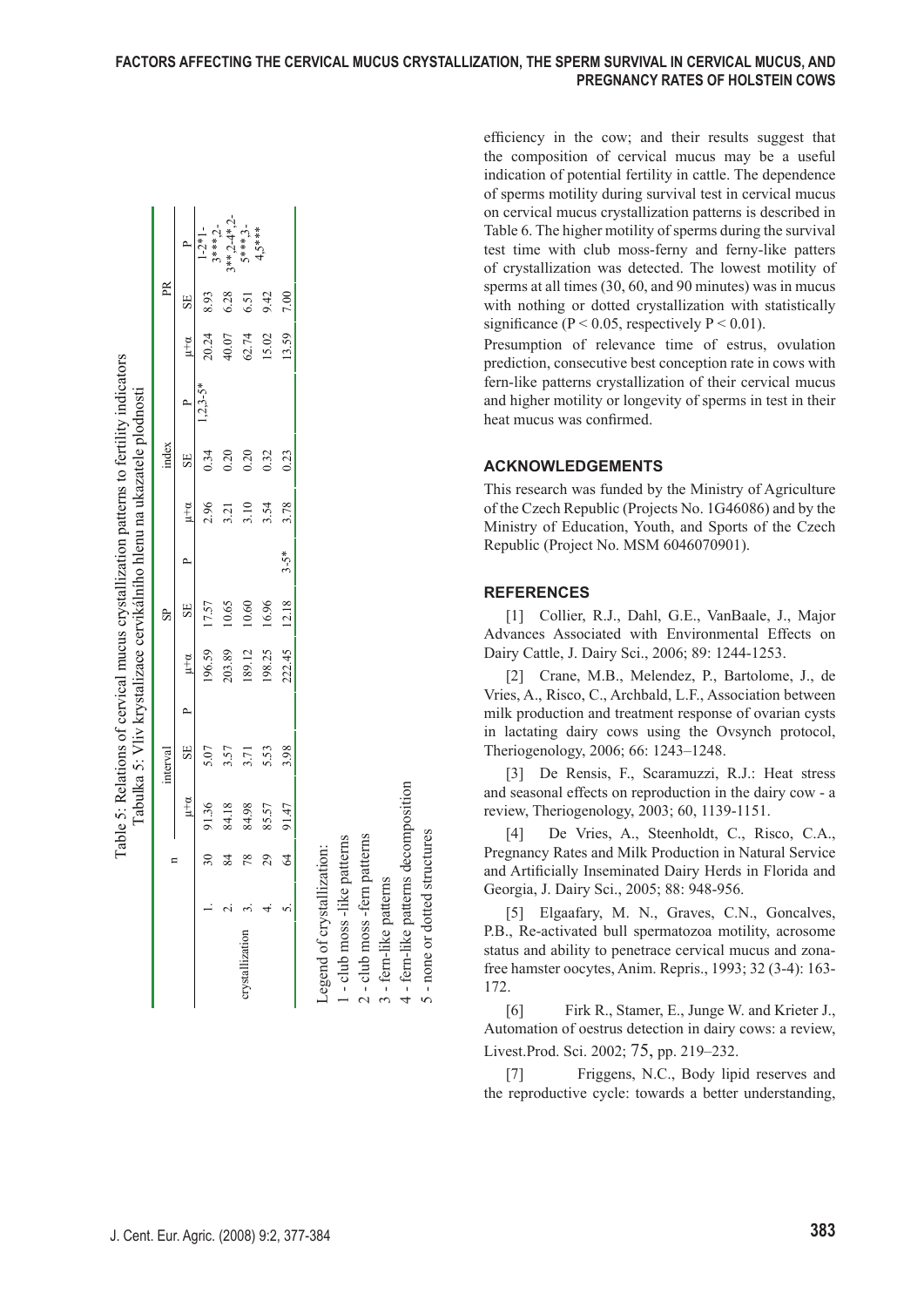Table 5: Relations of cervical mucus crystallization patterns to fertility indicators
Tabulka 5: Vliv krystalizace cervikálního hlenu na ukazatele plodnosti

| | | n | interval | | | SP | | | index | | | PR | | |
|---|---|---|---|---|---|---|---|---|---|---|---|---|---|---|
| | | | μ+α | SE | P | μ+α | SE | P | μ+α | SE | P | μ+α | SE | P |
| crystallization | 1. | 30 | 91.36 | 5.07 | | 196.59 | 17.57 | | 2.96 | 0.34 | 1,2,3-5* | 20.24 | 8.93 | 1-2*1-3***2-3**,2-4*,2-5***3-4,5*** |
| | 2. | 84 | 84.18 | 3.57 | | 203.89 | 10.65 | | 3.21 | 0.20 | | 40.07 | 6.28 | |
| | 3. | 78 | 84.98 | 3.71 | | 189.12 | 10.60 | | 3.10 | 0.20 | | 62.74 | 6.51 | |
| | 4. | 29 | 85.57 | 5.53 | | 198.25 | 16.96 | | 3.54 | 0.32 | | 15.02 | 9.42 | |
| | 5. | 64 | 91.47 | 3.98 | | 222.45 | 12.18 | 3-5* | 3.78 | 0.23 | | 13.59 | 7.00 | |

Legend of crystallization:
1 - club moss -like patterns
2 - club moss -fern patterns
3 - fern-like patterns
4 - fern-like patterns decomposition
5 - none or dotted structures

efficiency in the cow; and their results suggest that the composition of cervical mucus may be a useful indication of potential fertility in cattle. The dependence of sperms motility during survival test in cervical mucus on cervical mucus crystallization patterns is described in Table 6. The higher motility of sperms during the survival test time with club moss-ferny and ferny-like patters of crystallization was detected. The lowest motility of sperms at all times (30, 60, and 90 minutes) was in mucus with nothing or dotted crystallization with statistically significance ($P < 0.05$, respectively $P < 0.01$).

Presumption of relevance time of estrus, ovulation prediction, consecutive best conception rate in cows with fern-like patterns crystallization of their cervical mucus and higher motility or longevity of sperms in test in their heat mucus was confirmed.

## ACKNOWLEDGEMENTS

This research was funded by the Ministry of Agriculture of the Czech Republic (Projects No. 1G46086) and by the Ministry of Education, Youth, and Sports of the Czech Republic (Project No. MSM 6046070901).

## REFERENCES

[1] Collier, R.J., Dahl, G.E., VanBaale, J., Major Advances Associated with Environmental Effects on Dairy Cattle, J. Dairy Sci., 2006; 89: 1244-1253.

[2] Crane, M.B., Melendez, P., Bartolome, J., de Vries, A., Risco, C., Archbald, L.F., Association between milk production and treatment response of ovarian cysts in lactating dairy cows using the Ovsynch protocol, Theriogenology, 2006; 66: 1243–1248.

[3] De Rensis, F., Scaramuzzi, R.J.: Heat stress and seasonal effects on reproduction in the dairy cow - a review, Theriogenology, 2003; 60, 1139-1151.

[4] De Vries, A., Steenholdt, C., Risco, C.A., Pregnancy Rates and Milk Production in Natural Service and Artificially Inseminated Dairy Herds in Florida and Georgia, J. Dairy Sci., 2005; 88: 948-956.

[5] Elgaafary, M. N., Graves, C.N., Goncalves, P.B., Re-activated bull spermatozoa motility, acrosome status and ability to penetrace cervical mucus and zona-free hamster oocytes, Anim. Repris., 1993; 32 (3-4): 163-172.

[6] Firk R., Stamer, E., Junge W. and Krieter J., Automation of oestrus detection in dairy cows: a review, Livest.Prod. Sci. 2002; 75, pp. 219–232.

[7] Friggens, N.C., Body lipid reserves and the reproductive cycle: towards a better understanding,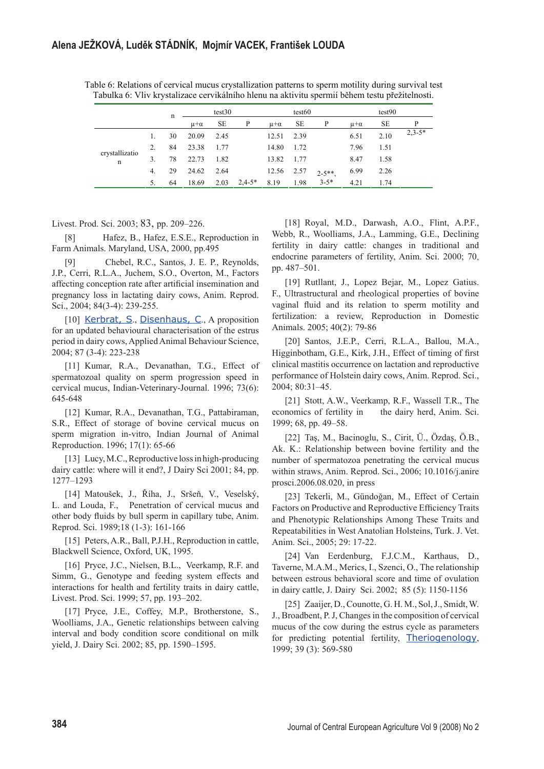Table 6: Relations of cervical mucus crystallization patterns to sperm motility during survival test
Tabulka 6: Vliv krystalizace cervikálního hlenu na aktivitu spermií během testu přežitelnosti.

| | | n | test30 | | | test60 | | | test90 | | |
|---|---|---|---|---|---|---|---|---|---|---|---|
| | | | μ+α | SE | P | μ+α | SE | P | μ+α | SE | P |
| crystallization | 1. | 30 | 20.09 | 2.45 | | 12.51 | 2.39 | | 6.51 | 2.10 | 2,3-5* |
| | 2. | 84 | 23.38 | 1.77 | | 14.80 | 1.72 | | 7.96 | 1.51 | |
| | 3. | 78 | 22.73 | 1.82 | | 13.82 | 1.77 | | 8.47 | 1.58 | |
| | 4. | 29 | 24.62 | 2.64 | | 12.56 | 2.57 | 2-5**, 3-5* | 6.99 | 2.26 | |
| | 5. | 64 | 18.69 | 2.03 | 2,4-5* | 8.19 | 1.98 | | 4.21 | 1.74 | |

Livest. Prod. Sci. 2003; 83, pp. 209–226.

[8] Hafez, B., Hafez, E.S.E., Reproduction in Farm Animals. Maryland, USA, 2000, pp.495

[9] Chebel, R.C., Santos, J. E. P., Reynolds, J.P., Cerri, R.L.A., Juchem, S.O., Overton, M., Factors affecting conception rate after artificial insemination and pregnancy loss in lactating dairy cows, Anim. Reprod. Sci., 2004; 84(3-4): 239-255.

[10] Kerbrat, S., Disenhaus, C., A proposition for an updated behavioural characterisation of the estrus period in dairy cows, Applied Animal Behaviour Science, 2004; 87 (3-4): 223-238

[11] Kumar, R.A., Devanathan, T.G., Effect of spermatozoal quality on sperm progression speed in cervical mucus, Indian-Veterinary-Journal. 1996; 73(6): 645-648

[12] Kumar, R.A., Devanathan, T.G., Pattabiraman, S.R., Effect of storage of bovine cervical mucus on sperm migration in-vitro, Indian Journal of Animal Reproduction. 1996; 17(1): 65-66

[13] Lucy, M.C., Reproductive loss in high-producing dairy cattle: where will it end?, J Dairy Sci 2001; 84, pp. 1277–1293

[14] Matoušek, J., Říha, J., Sršeň, V., Veselský, L. and Louda, F., Penetration of cervical mucus and other body fluids by bull sperm in capillary tube, Anim. Reprod. Sci. 1989;18 (1-3): 161-166

[15] Peters, A.R., Ball, P.J.H., Reproduction in cattle, Blackwell Science, Oxford, UK, 1995.

[16] Pryce, J.C., Nielsen, B.L., Veerkamp, R.F. and Simm, G., Genotype and feeding system effects and interactions for health and fertility traits in dairy cattle, Livest. Prod. Sci. 1999; 57, pp. 193–202.

[17] Pryce, J.E., Coffey, M.P., Brotherstone, S., Woolliams, J.A., Genetic relationships between calving interval and body condition score conditional on milk yield, J. Dairy Sci. 2002; 85, pp. 1590–1595.

[18] Royal, M.D., Darwash, A.O., Flint, A.P.F., Webb, R., Woolliams, J.A., Lamming, G.E., Declining fertility in dairy cattle: changes in traditional and endocrine parameters of fertility, Anim. Sci. 2000; 70, pp. 487–501.

[19] Rutllant, J., Lopez Bejar, M., Lopez Gatius. F., Ultrastructural and rheological properties of bovine vaginal fluid and its relation to sperm motility and fertilization: a review, Reproduction in Domestic Animals. 2005; 40(2): 79-86

[20] Santos, J.E.P., Cerri, R.L.A., Ballou, M.A., Higginbotham, G.E., Kirk, J.H., Effect of timing of first clinical mastitis occurrence on lactation and reproductive performance of Holstein dairy cows, Anim. Reprod. Sci., 2004; 80:31–45.

[21] Stott, A.W., Veerkamp, R.F., Wassell T.R., The economics of fertility in the dairy herd, Anim. Sci. 1999; 68, pp. 49–58.

[22] Taş, M., Bacinoglu, S., Cirit, Ü., Özdaş, Ö.B., Ak. K.: Relationship between bovine fertility and the number of spermatozoa penetrating the cervical mucus within straws, Anim. Reprod. Sci., 2006; 10.1016/j.anireprosci.2006.08.020, in press

[23] Tekerli, M., Gündoğan, M., Effect of Certain Factors on Productive and Reproductive Efficiency Traits and Phenotypic Relationships Among These Traits and Repeatabilities in West Anatolian Holsteins, Turk. J. Vet. Anim. Sci., 2005; 29: 17-22.

[24] Van Eerdenburg, F.J.C.M., Karthaus, D., Taverne, M.A.M., Merics, I., Szenci, O., The relationship between estrous behavioral score and time of ovulation in dairy cattle, J. Dairy Sci. 2002; 85 (5): 1150-1156

[25] Zaaijer, D., Counotte, G. H. M., Sol, J., Smidt, W. J., Broadbent, P. J, Changes in the composition of cervical mucus of the cow during the estrus cycle as parameters for predicting potential fertility, Theriogenology, 1999; 39 (3): 569-580